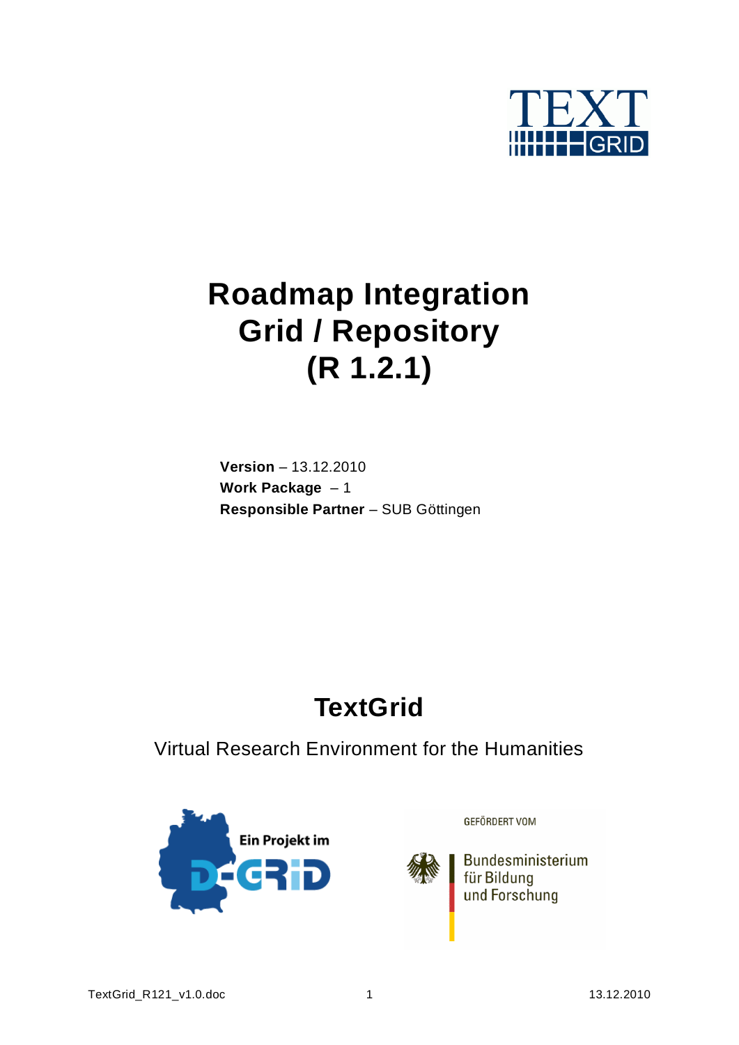# Roadmap Integration Grid / Repository (R 1.2.1)

**Version** – 13.12.2010
**Work Package** – 1
**Responsible Partner** – SUB Göttingen

## TextGrid

Virtual Research Environment for the Humanities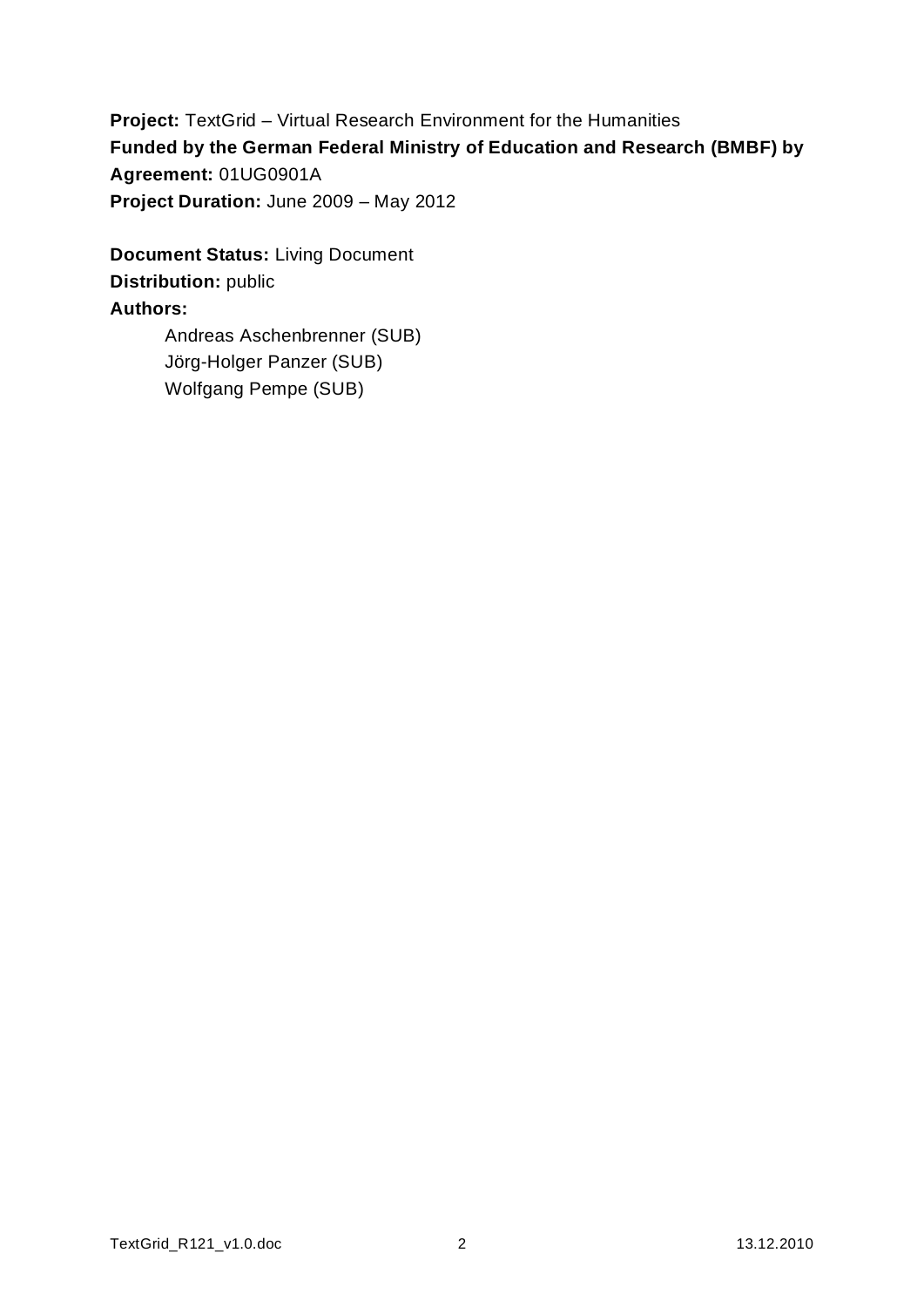**Project:** TextGrid – Virtual Research Environment for the Humanities
**Funded by the German Federal Ministry of Education and Research (BMBF) by Agreement:** 01UG0901A
**Project Duration:** June 2009 – May 2012

**Document Status:** Living Document
**Distribution:** public
**Authors:**

Andreas Aschenbrenner (SUB)
Jörg-Holger Panzer (SUB)
Wolfgang Pempe (SUB)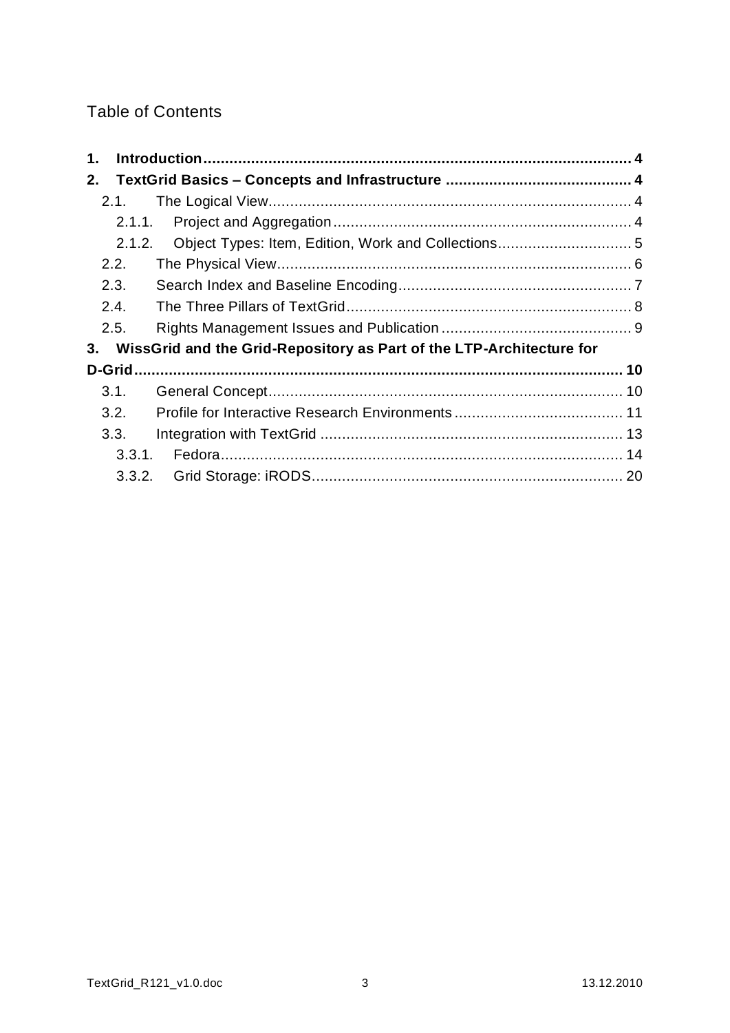# Table of Contents

**1. Introduction** ....... **4**

**2. TextGrid Basics – Concepts and Infrastructure** ....... **4**

- 2.1. The Logical View ....... 4
  - 2.1.1. Project and Aggregation ....... 4
  - 2.1.2. Object Types: Item, Edition, Work and Collections ....... 5
- 2.2. The Physical View ....... 6
- 2.3. Search Index and Baseline Encoding ....... 7
- 2.4. The Three Pillars of TextGrid ....... 8
- 2.5. Rights Management Issues and Publication ....... 9

**3. WissGrid and the Grid-Repository as Part of the LTP-Architecture for D-Grid** ....... **10**

- 3.1. General Concept ....... 10
- 3.2. Profile for Interactive Research Environments ....... 11
- 3.3. Integration with TextGrid ....... 13
  - 3.3.1. Fedora ....... 14
  - 3.3.2. Grid Storage: iRODS ....... 20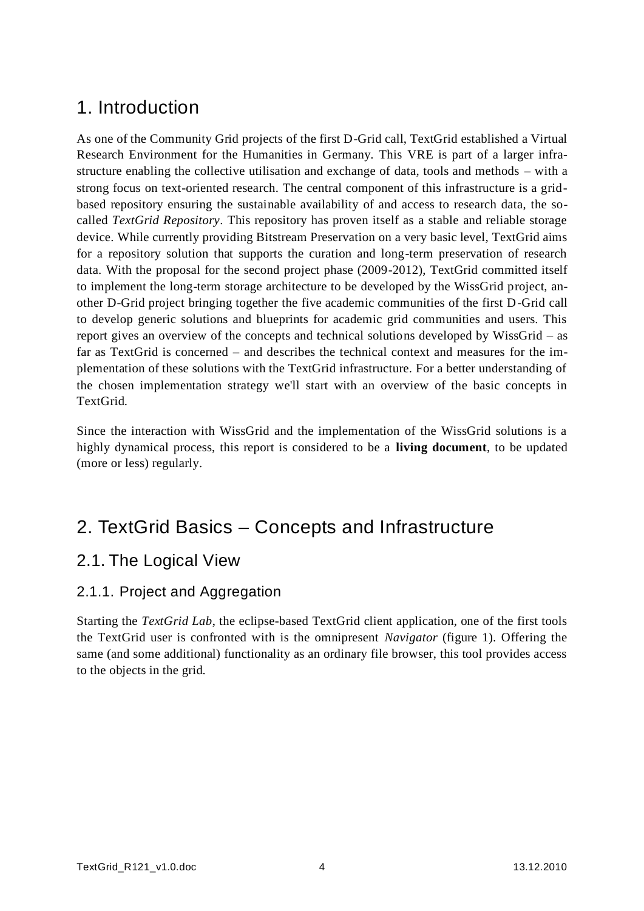# 1. Introduction

As one of the Community Grid projects of the first D-Grid call, TextGrid established a Virtual Research Environment for the Humanities in Germany. This VRE is part of a larger infrastructure enabling the collective utilisation and exchange of data, tools and methods – with a strong focus on text-oriented research. The central component of this infrastructure is a grid-based repository ensuring the sustainable availability of and access to research data, the so-called *TextGrid Repository*. This repository has proven itself as a stable and reliable storage device. While currently providing Bitstream Preservation on a very basic level, TextGrid aims for a repository solution that supports the curation and long-term preservation of research data. With the proposal for the second project phase (2009-2012), TextGrid committed itself to implement the long-term storage architecture to be developed by the WissGrid project, another D-Grid project bringing together the five academic communities of the first D-Grid call to develop generic solutions and blueprints for academic grid communities and users. This report gives an overview of the concepts and technical solutions developed by WissGrid – as far as TextGrid is concerned – and describes the technical context and measures for the implementation of these solutions with the TextGrid infrastructure. For a better understanding of the chosen implementation strategy we'll start with an overview of the basic concepts in TextGrid.

Since the interaction with WissGrid and the implementation of the WissGrid solutions is a highly dynamical process, this report is considered to be a **living document**, to be updated (more or less) regularly.

# 2. TextGrid Basics – Concepts and Infrastructure

## 2.1. The Logical View

### 2.1.1. Project and Aggregation

Starting the *TextGrid Lab*, the eclipse-based TextGrid client application, one of the first tools the TextGrid user is confronted with is the omnipresent *Navigator* (figure 1). Offering the same (and some additional) functionality as an ordinary file browser, this tool provides access to the objects in the grid.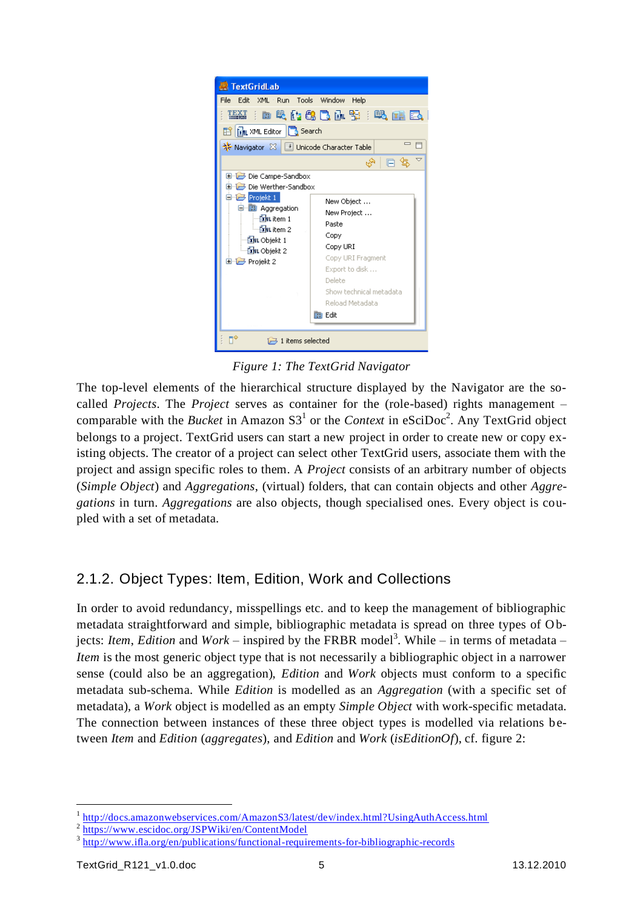Figure 1: The TextGrid Navigator

The top-level elements of the hierarchical structure displayed by the Navigator are the so-called *Projects*. The *Project* serves as container for the (role-based) rights management – comparable with the *Bucket* in Amazon S3[1] or the *Context* in eSciDoc[2]. Any TextGrid object belongs to a project. TextGrid users can start a new project in order to create new or copy existing objects. The creator of a project can select other TextGrid users, associate them with the project and assign specific roles to them. A *Project* consists of an arbitrary number of objects (*Simple Object*) and *Aggregations*, (virtual) folders, that can contain objects and other *Aggregations* in turn. *Aggregations* are also objects, though specialised ones. Every object is coupled with a set of metadata.

### 2.1.2. Object Types: Item, Edition, Work and Collections

In order to avoid redundancy, misspellings etc. and to keep the management of bibliographic metadata straightforward and simple, bibliographic metadata is spread on three types of Objects: *Item*, *Edition* and *Work* – inspired by the FRBR model[3]. While – in terms of metadata – *Item* is the most generic object type that is not necessarily a bibliographic object in a narrower sense (could also be an aggregation), *Edition* and *Work* objects must conform to a specific metadata sub-schema. While *Edition* is modelled as an *Aggregation* (with a specific set of metadata), a *Work* object is modelled as an empty *Simple Object* with work-specific metadata. The connection between instances of these three object types is modelled via relations between *Item* and *Edition* (*aggregates*), and *Edition* and *Work* (*isEditionOf*), cf. figure 2:

---

[1] http://docs.amazonwebservices.com/AmazonS3/latest/dev/index.html?UsingAuthAccess.html

[2] https://www.escidoc.org/JSPWiki/en/ContentModel

[3] http://www.ifla.org/en/publications/functional-requirements-for-bibliographic-records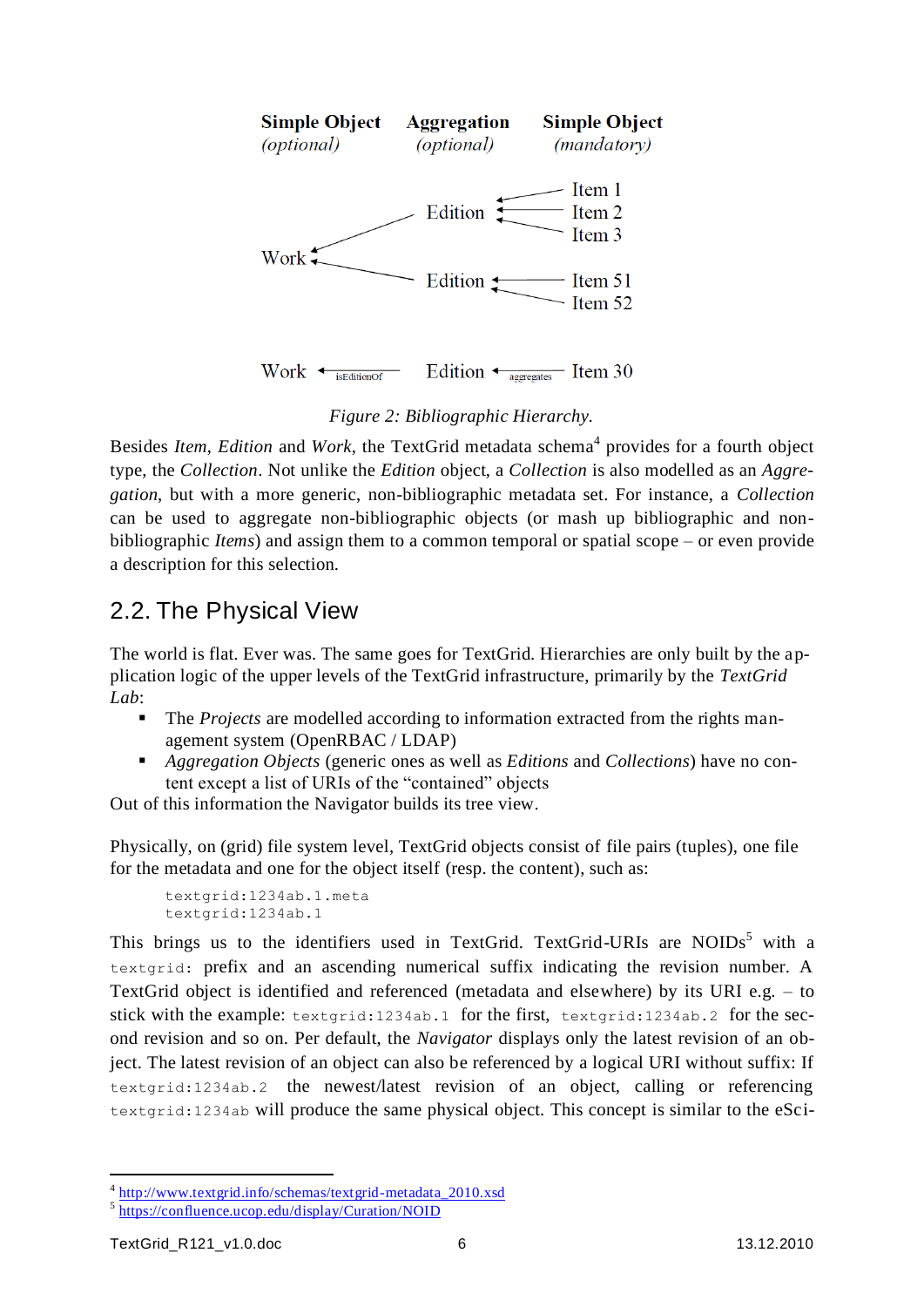Simple Object (optional) — Aggregation (optional) — Simple Object (mandatory)

Work ← Edition ← Item 1, Item 2, Item 3

Work ← Edition ← Item 51, Item 52

Work ←isEditionOf— Edition ←aggregates— Item 30

*Figure 2: Bibliographic Hierarchy.*

Besides *Item*, *Edition* and *Work*, the TextGrid metadata schema[4] provides for a fourth object type, the *Collection*. Not unlike the *Edition* object, a *Collection* is also modelled as an *Aggregation*, but with a more generic, non-bibliographic metadata set. For instance, a *Collection* can be used to aggregate non-bibliographic objects (or mash up bibliographic and non-bibliographic *Items*) and assign them to a common temporal or spatial scope – or even provide a description for this selection.

## 2.2. The Physical View

The world is flat. Ever was. The same goes for TextGrid. Hierarchies are only built by the application logic of the upper levels of the TextGrid infrastructure, primarily by the *TextGrid Lab*:

- The *Projects* are modelled according to information extracted from the rights management system (OpenRBAC / LDAP)
- *Aggregation Objects* (generic ones as well as *Editions* and *Collections*) have no content except a list of URIs of the "contained" objects

Out of this information the Navigator builds its tree view.

Physically, on (grid) file system level, TextGrid objects consist of file pairs (tuples), one file for the metadata and one for the object itself (resp. the content), such as:

```
textgrid:1234ab.1.meta
textgrid:1234ab.1
```

This brings us to the identifiers used in TextGrid. TextGrid-URIs are NOIDs[5] with a `textgrid:` prefix and an ascending numerical suffix indicating the revision number. A TextGrid object is identified and referenced (metadata and elsewhere) by its URI e.g. – to stick with the example: `textgrid:1234ab.1` for the first, `textgrid:1234ab.2` for the second revision and so on. Per default, the *Navigator* displays only the latest revision of an object. The latest revision of an object can also be referenced by a logical URI without suffix: If `textgrid:1234ab.2` the newest/latest revision of an object, calling or referencing `textgrid:1234ab` will produce the same physical object. This concept is similar to the eSci-

[4] http://www.textgrid.info/schemas/textgrid-metadata_2010.xsd
[5] https://confluence.ucop.edu/display/Curation/NOID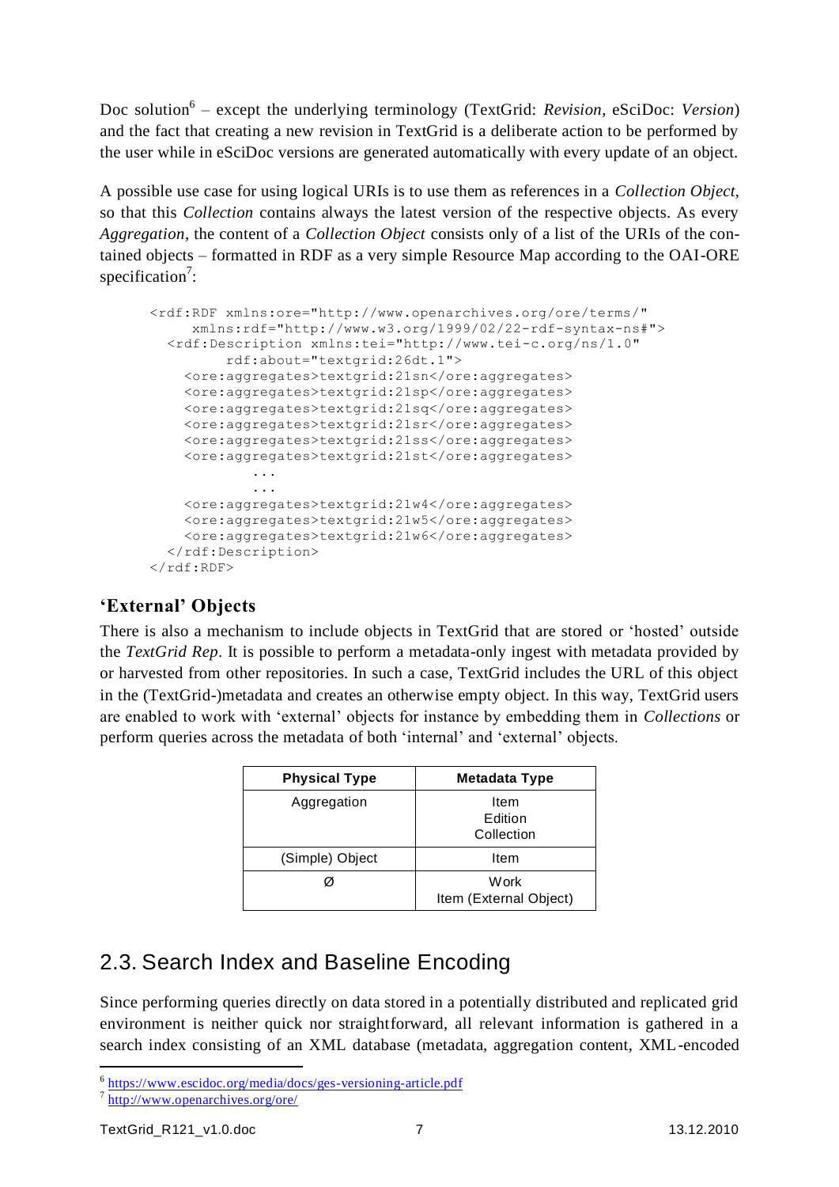Doc solution[6] – except the underlying terminology (TextGrid: *Revision*, eSciDoc: *Version*) and the fact that creating a new revision in TextGrid is a deliberate action to be performed by the user while in eSciDoc versions are generated automatically with every update of an object.

A possible use case for using logical URIs is to use them as references in a *Collection Object*, so that this *Collection* contains always the latest version of the respective objects. As every *Aggregation*, the content of a *Collection Object* consists only of a list of the URIs of the contained objects – formatted in RDF as a very simple Resource Map according to the OAI-ORE specification[7]:

```
<rdf:RDF xmlns:ore="http://www.openarchives.org/ore/terms/"
     xmlns:rdf="http://www.w3.org/1999/02/22-rdf-syntax-ns#">
  <rdf:Description xmlns:tei="http://www.tei-c.org/ns/1.0"
        rdf:about="textgrid:26dt.1">
    <ore:aggregates>textgrid:21sn</ore:aggregates>
    <ore:aggregates>textgrid:21sp</ore:aggregates>
    <ore:aggregates>textgrid:21sq</ore:aggregates>
    <ore:aggregates>textgrid:21sr</ore:aggregates>
    <ore:aggregates>textgrid:21ss</ore:aggregates>
    <ore:aggregates>textgrid:21st</ore:aggregates>
            ...
            ...
    <ore:aggregates>textgrid:21w4</ore:aggregates>
    <ore:aggregates>textgrid:21w5</ore:aggregates>
    <ore:aggregates>textgrid:21w6</ore:aggregates>
  </rdf:Description>
</rdf:RDF>
```

### 'External' Objects

There is also a mechanism to include objects in TextGrid that are stored or 'hosted' outside the *TextGrid Rep*. It is possible to perform a metadata-only ingest with metadata provided by or harvested from other repositories. In such a case, TextGrid includes the URL of this object in the (TextGrid-)metadata and creates an otherwise empty object. In this way, TextGrid users are enabled to work with 'external' objects for instance by embedding them in *Collections* or perform queries across the metadata of both 'internal' and 'external' objects.

| Physical Type | Metadata Type |
|---|---|
| Aggregation | Item<br>Edition<br>Collection |
| (Simple) Object | Item |
| Ø | Work<br>Item (External Object) |

## 2.3. Search Index and Baseline Encoding

Since performing queries directly on data stored in a potentially distributed and replicated grid environment is neither quick nor straightforward, all relevant information is gathered in a search index consisting of an XML database (metadata, aggregation content, XML-encoded

---

[6] https://www.escidoc.org/media/docs/ges-versioning-article.pdf

[7] http://www.openarchives.org/ore/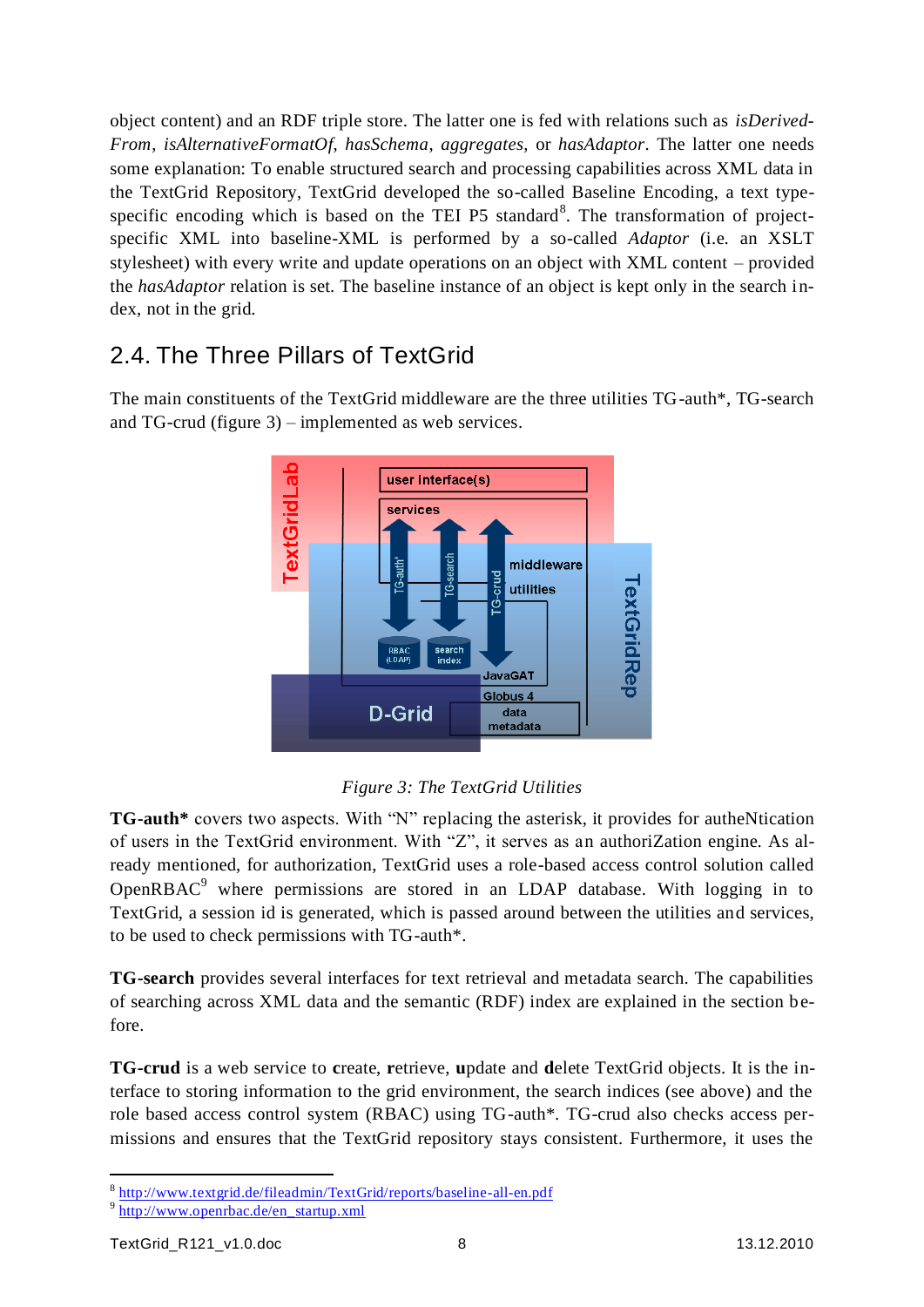object content) and an RDF triple store. The latter one is fed with relations such as *isDerivedFrom*, *isAlternativeFormatOf*, *hasSchema*, *aggregates*, or *hasAdaptor*. The latter one needs some explanation: To enable structured search and processing capabilities across XML data in the TextGrid Repository, TextGrid developed the so-called Baseline Encoding, a text type-specific encoding which is based on the TEI P5 standard[8]. The transformation of project-specific XML into baseline-XML is performed by a so-called *Adaptor* (i.e. an XSLT stylesheet) with every write and update operations on an object with XML content – provided the *hasAdaptor* relation is set. The baseline instance of an object is kept only in the search index, not in the grid.

## 2.4. The Three Pillars of TextGrid

The main constituents of the TextGrid middleware are the three utilities TG-auth*, TG-search and TG-crud (figure 3) – implemented as web services.

*Figure 3: The TextGrid Utilities*

**TG-auth*** covers two aspects. With "N" replacing the asterisk, it provides for autheNtication of users in the TextGrid environment. With "Z", it serves as an authoriZation engine. As already mentioned, for authorization, TextGrid uses a role-based access control solution called OpenRBAC[9] where permissions are stored in an LDAP database. With logging in to TextGrid, a session id is generated, which is passed around between the utilities and services, to be used to check permissions with TG-auth*.

**TG-search** provides several interfaces for text retrieval and metadata search. The capabilities of searching across XML data and the semantic (RDF) index are explained in the section before.

**TG-crud** is a web service to **c**reate, **r**etrieve, **u**pdate and **d**elete TextGrid objects. It is the interface to storing information to the grid environment, the search indices (see above) and the role based access control system (RBAC) using TG-auth*. TG-crud also checks access permissions and ensures that the TextGrid repository stays consistent. Furthermore, it uses the

[8] http://www.textgrid.de/fileadmin/TextGrid/reports/baseline-all-en.pdf

[9] http://www.openrbac.de/en_startup.xml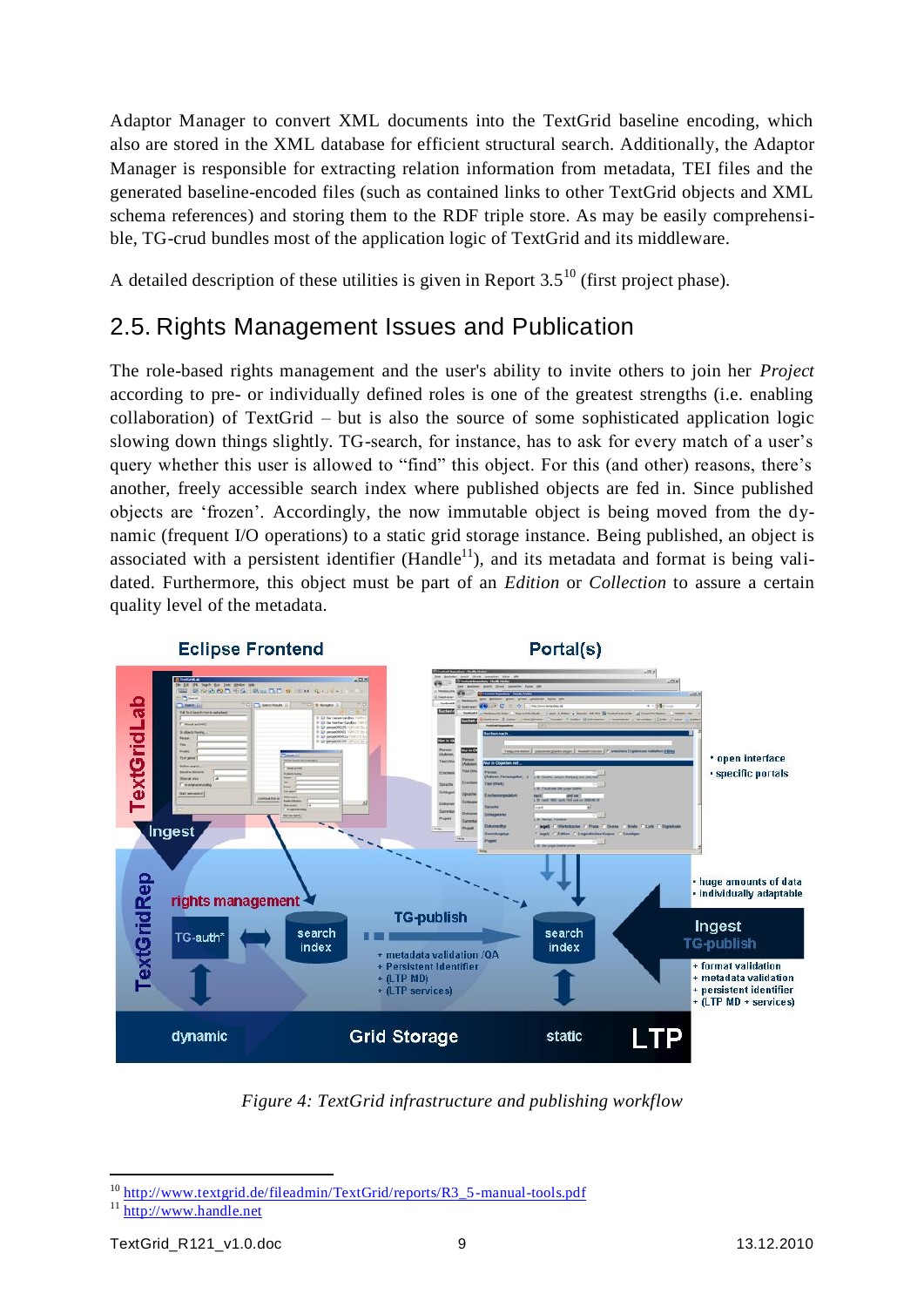Adaptor Manager to convert XML documents into the TextGrid baseline encoding, which also are stored in the XML database for efficient structural search. Additionally, the Adaptor Manager is responsible for extracting relation information from metadata, TEI files and the generated baseline-encoded files (such as contained links to other TextGrid objects and XML schema references) and storing them to the RDF triple store. As may be easily comprehensible, TG-crud bundles most of the application logic of TextGrid and its middleware.

A detailed description of these utilities is given in Report 3.5[10] (first project phase).

## 2.5. Rights Management Issues and Publication

The role-based rights management and the user's ability to invite others to join her *Project* according to pre- or individually defined roles is one of the greatest strengths (i.e. enabling collaboration) of TextGrid – but is also the source of some sophisticated application logic slowing down things slightly. TG-search, for instance, has to ask for every match of a user's query whether this user is allowed to "find" this object. For this (and other) reasons, there's another, freely accessible search index where published objects are fed in. Since published objects are 'frozen'. Accordingly, the now immutable object is being moved from the dynamic (frequent I/O operations) to a static grid storage instance. Being published, an object is associated with a persistent identifier (Handle[11]), and its metadata and format is being validated. Furthermore, this object must be part of an *Edition* or *Collection* to assure a certain quality level of the metadata.

*Figure 4: TextGrid infrastructure and publishing workflow*

[10] http://www.textgrid.de/fileadmin/TextGrid/reports/R3_5-manual-tools.pdf

[11] http://www.handle.net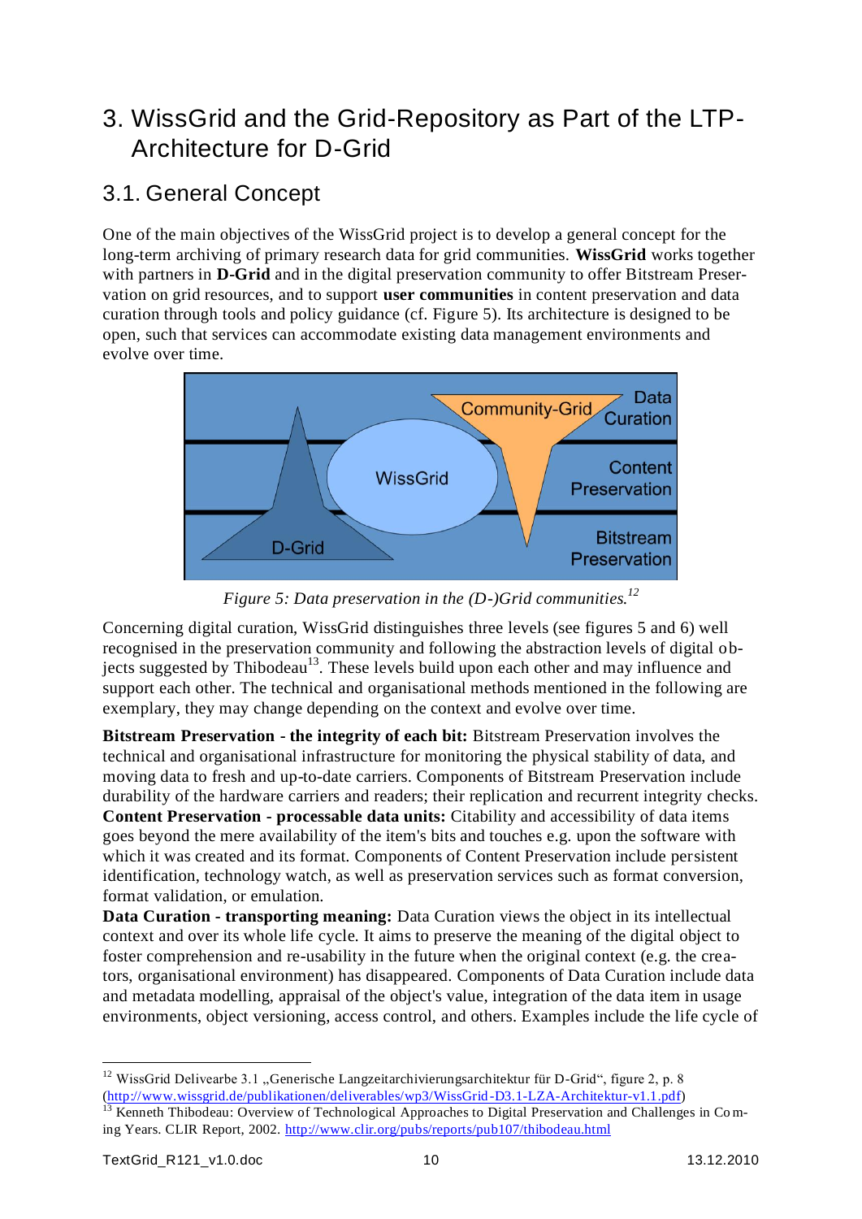# 3. WissGrid and the Grid-Repository as Part of the LTP-Architecture for D-Grid

## 3.1. General Concept

One of the main objectives of the WissGrid project is to develop a general concept for the long-term archiving of primary research data for grid communities. **WissGrid** works together with partners in **D-Grid** and in the digital preservation community to offer Bitstream Preservation on grid resources, and to support **user communities** in content preservation and data curation through tools and policy guidance (cf. Figure 5). Its architecture is designed to be open, such that services can accommodate existing data management environments and evolve over time.

*Figure 5: Data preservation in the (D-)Grid communities.*[12]

Concerning digital curation, WissGrid distinguishes three levels (see figures 5 and 6) well recognised in the preservation community and following the abstraction levels of digital objects suggested by Thibodeau[13]. These levels build upon each other and may influence and support each other. The technical and organisational methods mentioned in the following are exemplary, they may change depending on the context and evolve over time.

**Bitstream Preservation - the integrity of each bit:** Bitstream Preservation involves the technical and organisational infrastructure for monitoring the physical stability of data, and moving data to fresh and up-to-date carriers. Components of Bitstream Preservation include durability of the hardware carriers and readers; their replication and recurrent integrity checks.
**Content Preservation - processable data units:** Citability and accessibility of data items goes beyond the mere availability of the item's bits and touches e.g. upon the software with which it was created and its format. Components of Content Preservation include persistent identification, technology watch, as well as preservation services such as format conversion, format validation, or emulation.
**Data Curation - transporting meaning:** Data Curation views the object in its intellectual context and over its whole life cycle. It aims to preserve the meaning of the digital object to foster comprehension and re-usability in the future when the original context (e.g. the creators, organisational environment) has disappeared. Components of Data Curation include data and metadata modelling, appraisal of the object's value, integration of the data item in usage environments, object versioning, access control, and others. Examples include the life cycle of

---

[12] WissGrid Delivearbe 3.1 „Generische Langzeitarchivierungsarchitektur für D-Grid“, figure 2, p. 8 (http://www.wissgrid.de/publikationen/deliverables/wp3/WissGrid-D3.1-LZA-Architektur-v1.1.pdf)

[13] Kenneth Thibodeau: Overview of Technological Approaches to Digital Preservation and Challenges in Coming Years. CLIR Report, 2002. http://www.clir.org/pubs/reports/pub107/thibodeau.html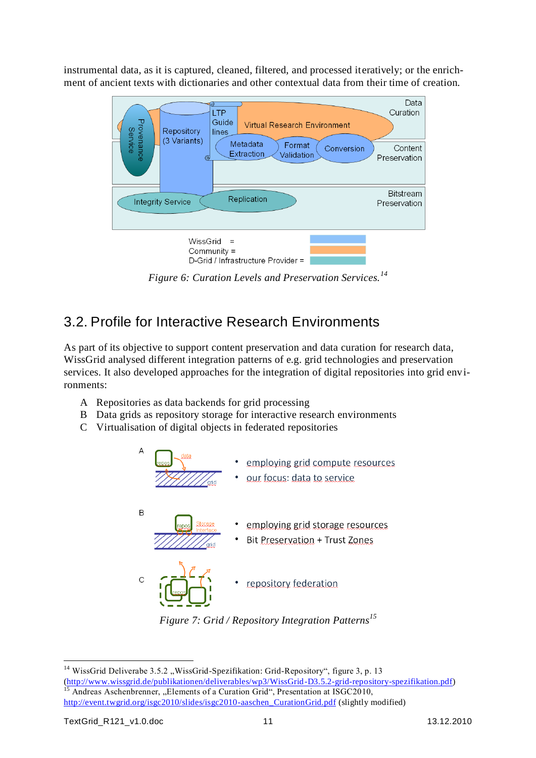instrumental data, as it is captured, cleaned, filtered, and processed iteratively; or the enrichment of ancient texts with dictionaries and other contextual data from their time of creation.

*Figure 6: Curation Levels and Preservation Services.*[14]

## 3.2. Profile for Interactive Research Environments

As part of its objective to support content preservation and data curation for research data, WissGrid analysed different integration patterns of e.g. grid technologies and preservation services. It also developed approaches for the integration of digital repositories into grid environments:

A Repositories as data backends for grid processing
B Data grids as repository storage for interactive research environments
C Virtualisation of digital objects in federated repositories

*Figure 7: Grid / Repository Integration Patterns*[15]

---

[14] WissGrid Deliverabe 3.5.2 „WissGrid-Spezifikation: Grid-Repository“, figure 3, p. 13 (http://www.wissgrid.de/publikationen/deliverables/wp3/WissGrid-D3.5.2-grid-repository-spezifikation.pdf)

[15] Andreas Aschenbrenner, „Elements of a Curation Grid“, Presentation at ISGC2010, http://event.twgrid.org/isgc2010/slides/isgc2010-aaschen_CurationGrid.pdf (slightly modified)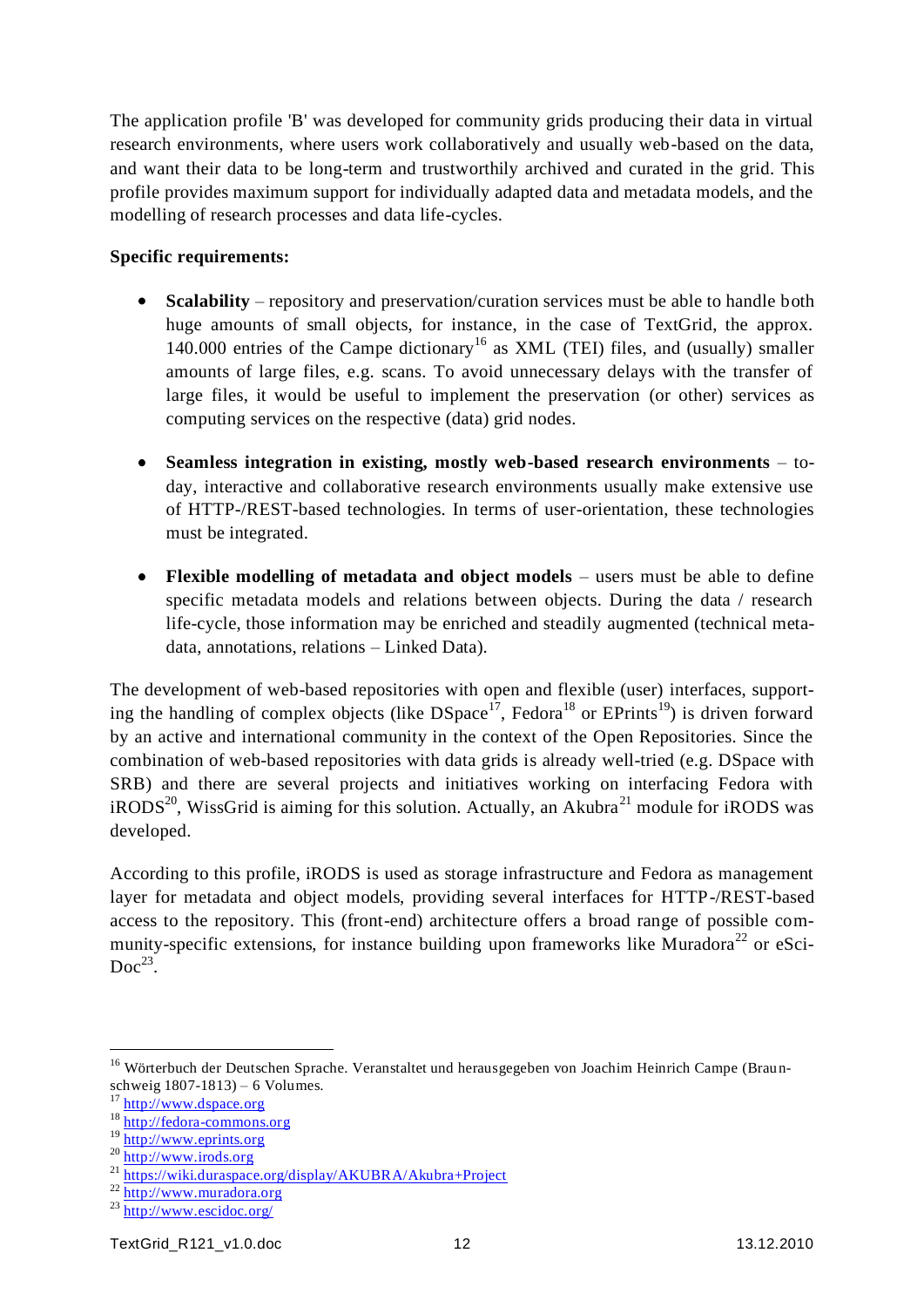The application profile 'B' was developed for community grids producing their data in virtual research environments, where users work collaboratively and usually web-based on the data, and want their data to be long-term and trustworthily archived and curated in the grid. This profile provides maximum support for individually adapted data and metadata models, and the modelling of research processes and data life-cycles.

**Specific requirements:**

- **Scalability** – repository and preservation/curation services must be able to handle both huge amounts of small objects, for instance, in the case of TextGrid, the approx. 140.000 entries of the Campe dictionary[16] as XML (TEI) files, and (usually) smaller amounts of large files, e.g. scans. To avoid unnecessary delays with the transfer of large files, it would be useful to implement the preservation (or other) services as computing services on the respective (data) grid nodes.

- **Seamless integration in existing, mostly web-based research environments** – today, interactive and collaborative research environments usually make extensive use of HTTP-/REST-based technologies. In terms of user-orientation, these technologies must be integrated.

- **Flexible modelling of metadata and object models** – users must be able to define specific metadata models and relations between objects. During the data / research life-cycle, those information may be enriched and steadily augmented (technical metadata, annotations, relations – Linked Data).

The development of web-based repositories with open and flexible (user) interfaces, supporting the handling of complex objects (like DSpace[17], Fedora[18] or EPrints[19]) is driven forward by an active and international community in the context of the Open Repositories. Since the combination of web-based repositories with data grids is already well-tried (e.g. DSpace with SRB) and there are several projects and initiatives working on interfacing Fedora with iRODS[20], WissGrid is aiming for this solution. Actually, an Akubra[21] module for iRODS was developed.

According to this profile, iRODS is used as storage infrastructure and Fedora as management layer for metadata and object models, providing several interfaces for HTTP-/REST-based access to the repository. This (front-end) architecture offers a broad range of possible community-specific extensions, for instance building upon frameworks like Muradora[22] or eSciDoc[23].

---

[16] Wörterbuch der Deutschen Sprache. Veranstaltet und herausgegeben von Joachim Heinrich Campe (Braunschweig 1807-1813) – 6 Volumes.

[17] http://www.dspace.org

[18] http://fedora-commons.org

[19] http://www.eprints.org

[20] http://www.irods.org

[21] https://wiki.duraspace.org/display/AKUBRA/Akubra+Project

[22] http://www.muradora.org

[23] http://www.escidoc.org/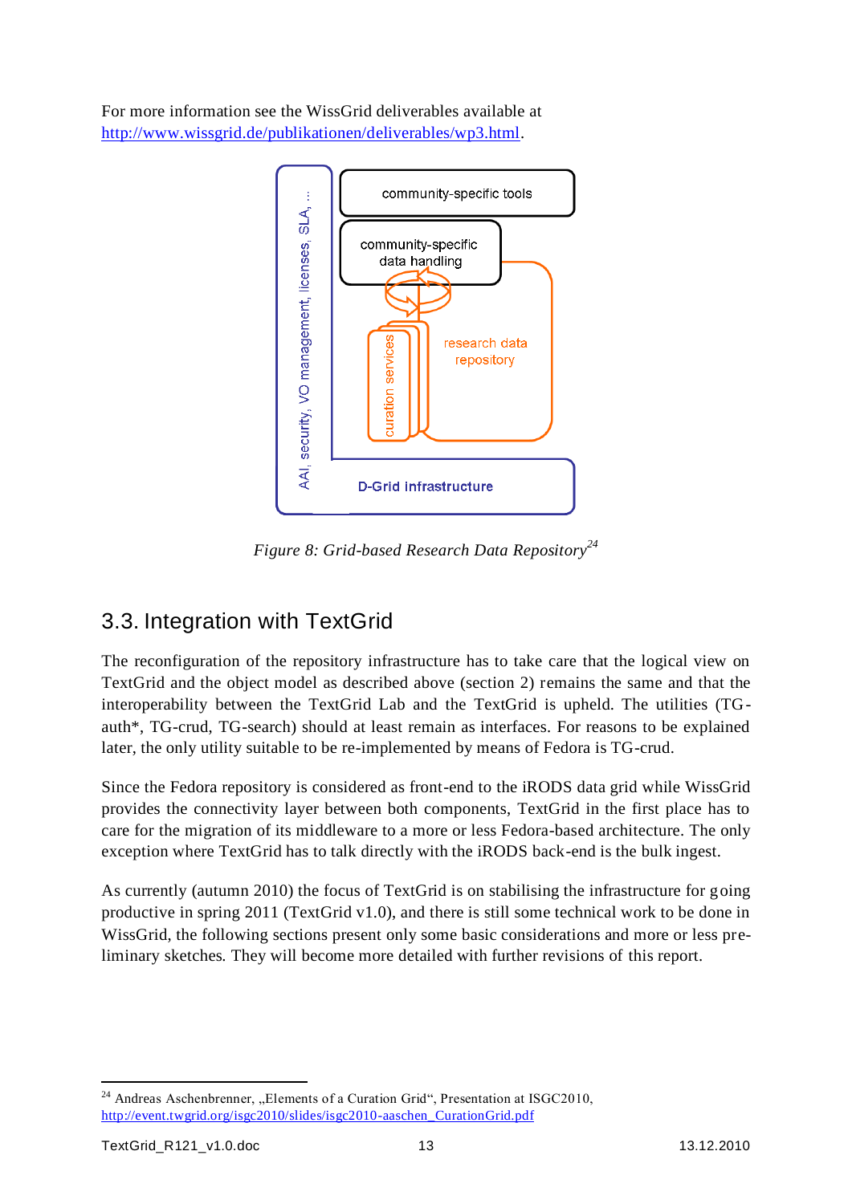For more information see the WissGrid deliverables available at http://www.wissgrid.de/publikationen/deliverables/wp3.html.

*Figure 8: Grid-based Research Data Repository*[24]

## 3.3. Integration with TextGrid

The reconfiguration of the repository infrastructure has to take care that the logical view on TextGrid and the object model as described above (section 2) remains the same and that the interoperability between the TextGrid Lab and the TextGrid is upheld. The utilities (TG-auth*, TG-crud, TG-search) should at least remain as interfaces. For reasons to be explained later, the only utility suitable to be re-implemented by means of Fedora is TG-crud.

Since the Fedora repository is considered as front-end to the iRODS data grid while WissGrid provides the connectivity layer between both components, TextGrid in the first place has to care for the migration of its middleware to a more or less Fedora-based architecture. The only exception where TextGrid has to talk directly with the iRODS back-end is the bulk ingest.

As currently (autumn 2010) the focus of TextGrid is on stabilising the infrastructure for going productive in spring 2011 (TextGrid v1.0), and there is still some technical work to be done in WissGrid, the following sections present only some basic considerations and more or less preliminary sketches. They will become more detailed with further revisions of this report.

---

[24] Andreas Aschenbrenner, „Elements of a Curation Grid", Presentation at ISGC2010, http://event.twgrid.org/isgc2010/slides/isgc2010-aaschen_CurationGrid.pdf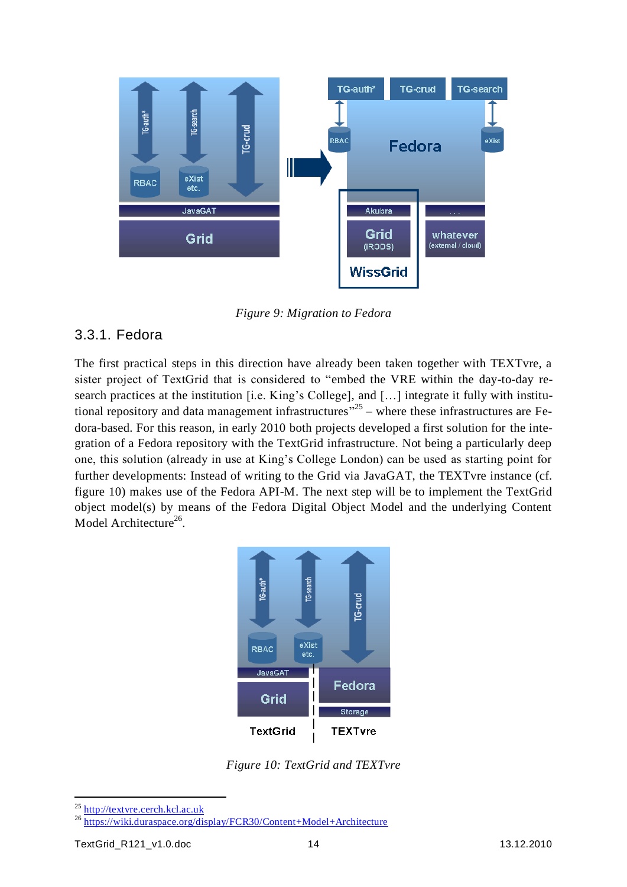Figure 9: Migration to Fedora

### 3.3.1. Fedora

The first practical steps in this direction have already been taken together with TEXTvre, a sister project of TextGrid that is considered to "embed the VRE within the day-to-day research practices at the institution [i.e. King's College], and […] integrate it fully with institutional repository and data management infrastructures"[25] – where these infrastructures are Fedora-based. For this reason, in early 2010 both projects developed a first solution for the integration of a Fedora repository with the TextGrid infrastructure. Not being a particularly deep one, this solution (already in use at King's College London) can be used as starting point for further developments: Instead of writing to the Grid via JavaGAT, the TEXTvre instance (cf. figure 10) makes use of the Fedora API-M. The next step will be to implement the TextGrid object model(s) by means of the Fedora Digital Object Model and the underlying Content Model Architecture[26].

Figure 10: TextGrid and TEXTvre

[25] http://textvre.cerch.kcl.ac.uk

[26] https://wiki.duraspace.org/display/FCR30/Content+Model+Architecture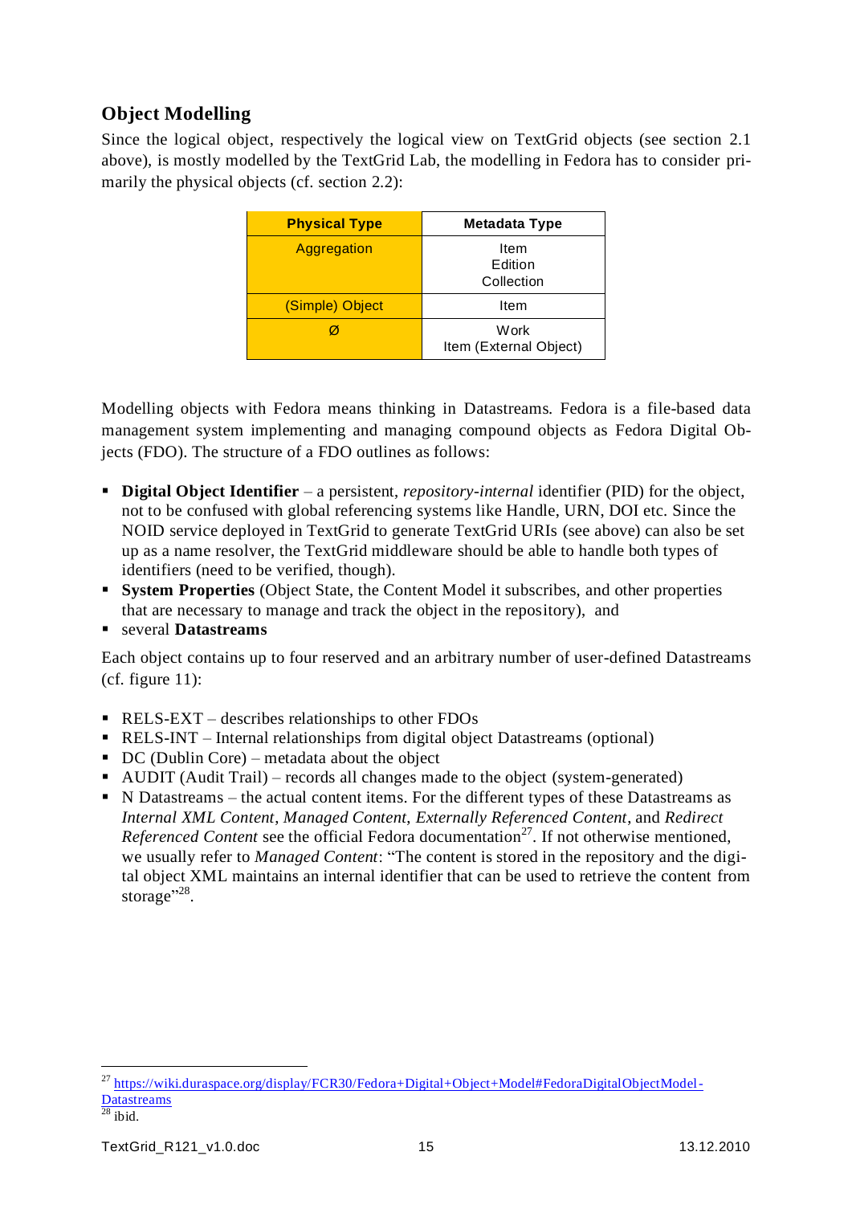### Object Modelling

Since the logical object, respectively the logical view on TextGrid objects (see section 2.1 above), is mostly modelled by the TextGrid Lab, the modelling in Fedora has to consider primarily the physical objects (cf. section 2.2):

| Physical Type | Metadata Type |
| --- | --- |
| Aggregation | Item<br>Edition<br>Collection |
| (Simple) Object | Item |
| Ø | Work<br>Item (External Object) |

Modelling objects with Fedora means thinking in Datastreams. Fedora is a file-based data management system implementing and managing compound objects as Fedora Digital Objects (FDO). The structure of a FDO outlines as follows:

- **Digital Object Identifier** – a persistent, *repository-internal* identifier (PID) for the object, not to be confused with global referencing systems like Handle, URN, DOI etc. Since the NOID service deployed in TextGrid to generate TextGrid URIs (see above) can also be set up as a name resolver, the TextGrid middleware should be able to handle both types of identifiers (need to be verified, though).
- **System Properties** (Object State, the Content Model it subscribes, and other properties that are necessary to manage and track the object in the repository), and
- several **Datastreams**

Each object contains up to four reserved and an arbitrary number of user-defined Datastreams (cf. figure 11):

- RELS-EXT – describes relationships to other FDOs
- RELS-INT – Internal relationships from digital object Datastreams (optional)
- DC (Dublin Core) – metadata about the object
- AUDIT (Audit Trail) – records all changes made to the object (system-generated)
- N Datastreams – the actual content items. For the different types of these Datastreams as *Internal XML Content*, *Managed Content*, *Externally Referenced Content*, and *Redirect Referenced Content* see the official Fedora documentation[27]. If not otherwise mentioned, we usually refer to *Managed Content*: "The content is stored in the repository and the digital object XML maintains an internal identifier that can be used to retrieve the content from storage"[28].

[27] https://wiki.duraspace.org/display/FCR30/Fedora+Digital+Object+Model#FedoraDigitalObjectModel-Datastreams

[28] ibid.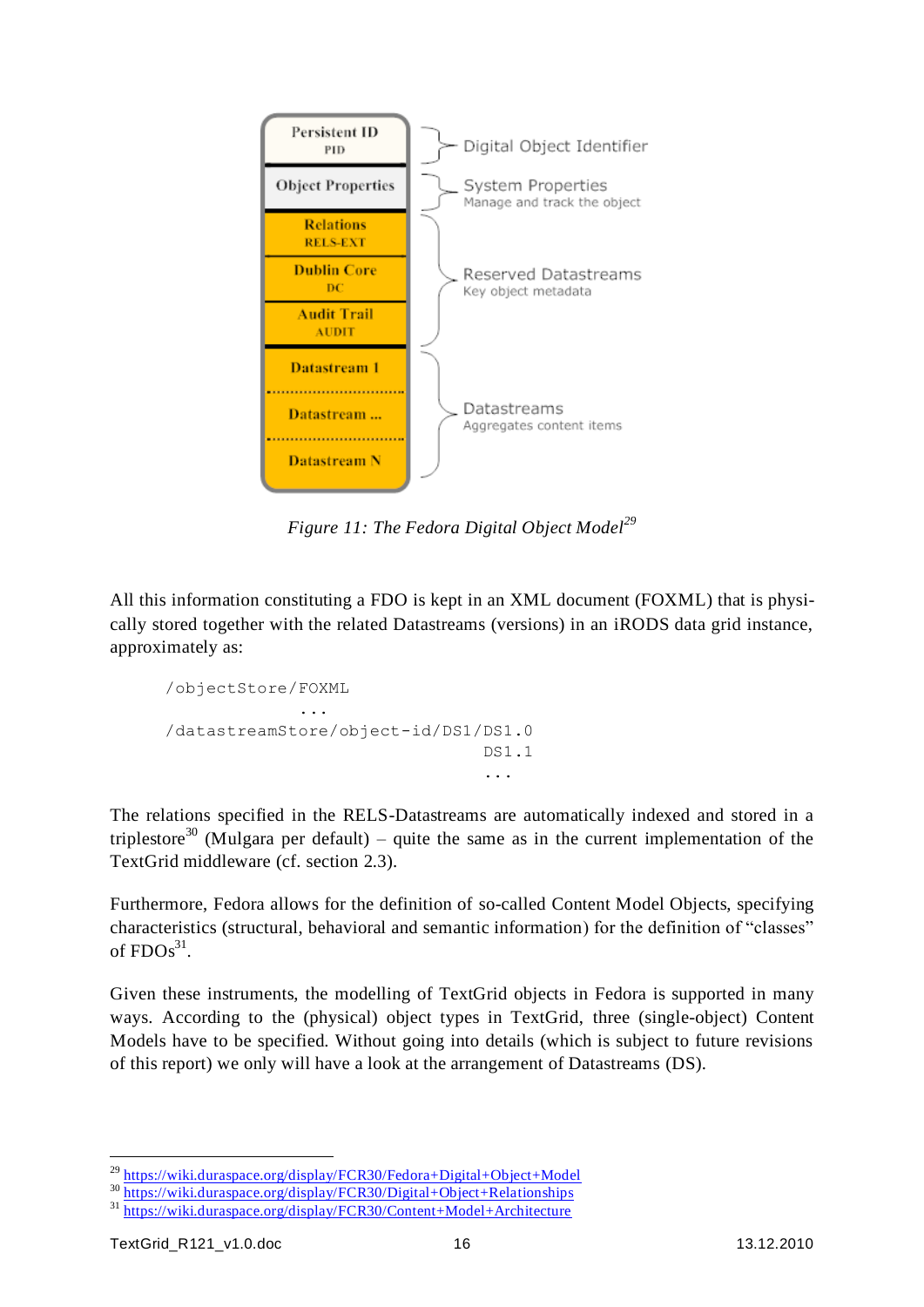| | |
|---|---|
| Persistent ID<br>PID | Digital Object Identifier |
| Object Properties | System Properties<br>Manage and track the object |
| Relations<br>RELS-EXT | Reserved Datastreams<br>Key object metadata |
| Dublin Core<br>DC | |
| Audit Trail<br>AUDIT | |
| Datastream 1 | Datastreams<br>Aggregates content items |
| Datastream ... | |
| Datastream N | |

*Figure 11: The Fedora Digital Object Model*[29]

All this information constituting a FDO is kept in an XML document (FOXML) that is physically stored together with the related Datastreams (versions) in an iRODS data grid instance, approximately as:

```
/objectStore/FOXML
                 ...
/datastreamStore/object-id/DS1/DS1.0
                               DS1.1
                               ...
```

The relations specified in the RELS-Datastreams are automatically indexed and stored in a triplestore[30] (Mulgara per default) – quite the same as in the current implementation of the TextGrid middleware (cf. section 2.3).

Furthermore, Fedora allows for the definition of so-called Content Model Objects, specifying characteristics (structural, behavioral and semantic information) for the definition of "classes" of FDOs[31].

Given these instruments, the modelling of TextGrid objects in Fedora is supported in many ways. According to the (physical) object types in TextGrid, three (single-object) Content Models have to be specified. Without going into details (which is subject to future revisions of this report) we only will have a look at the arrangement of Datastreams (DS).

[29] https://wiki.duraspace.org/display/FCR30/Fedora+Digital+Object+Model

[30] https://wiki.duraspace.org/display/FCR30/Digital+Object+Relationships

[31] https://wiki.duraspace.org/display/FCR30/Content+Model+Architecture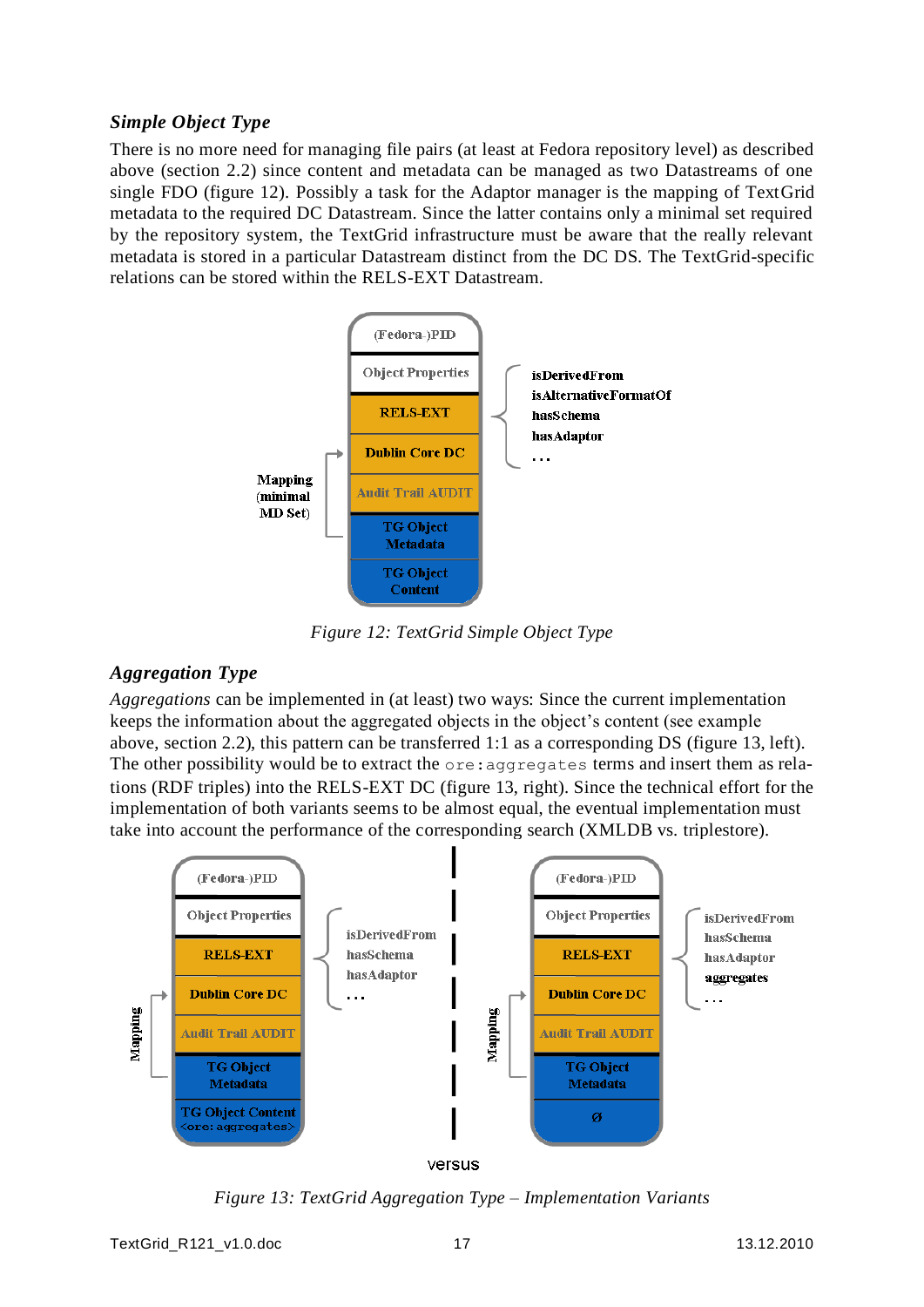### *Simple Object Type*

There is no more need for managing file pairs (at least at Fedora repository level) as described above (section 2.2) since content and metadata can be managed as two Datastreams of one single FDO (figure 12). Possibly a task for the Adaptor manager is the mapping of TextGrid metadata to the required DC Datastream. Since the latter contains only a minimal set required by the repository system, the TextGrid infrastructure must be aware that the really relevant metadata is stored in a particular Datastream distinct from the DC DS. The TextGrid-specific relations can be stored within the RELS-EXT Datastream.

(Fedora-)PID
Object Properties
RELS-EXT
Dublin Core DC
Audit Trail AUDIT
TG Object Metadata
TG Object Content

isDerivedFrom
isAlternativeFormatOf
hasSchema
hasAdaptor
...

Mapping (minimal MD Set)

*Figure 12: TextGrid Simple Object Type*

### *Aggregation Type*

*Aggregations* can be implemented in (at least) two ways: Since the current implementation keeps the information about the aggregated objects in the object's content (see example above, section 2.2), this pattern can be transferred 1:1 as a corresponding DS (figure 13, left). The other possibility would be to extract the `ore:aggregates` terms and insert them as relations (RDF triples) into the RELS-EXT DC (figure 13, right). Since the technical effort for the implementation of both variants seems to be almost equal, the eventual implementation must take into account the performance of the corresponding search (XMLDB vs. triplestore).

(Fedora-)PID
Object Properties
RELS-EXT
Dublin Core DC
Audit Trail AUDIT
TG Object Metadata
TG Object Content <ore: aggregates>

isDerivedFrom
hasSchema
hasAdaptor
...

Mapping

versus

(Fedora-)PID
Object Properties
RELS-EXT
Dublin Core DC
Audit Trail AUDIT
TG Object Metadata
Ø

isDerivedFrom
hasSchema
hasAdaptor
aggregates
...

Mapping

*Figure 13: TextGrid Aggregation Type – Implementation Variants*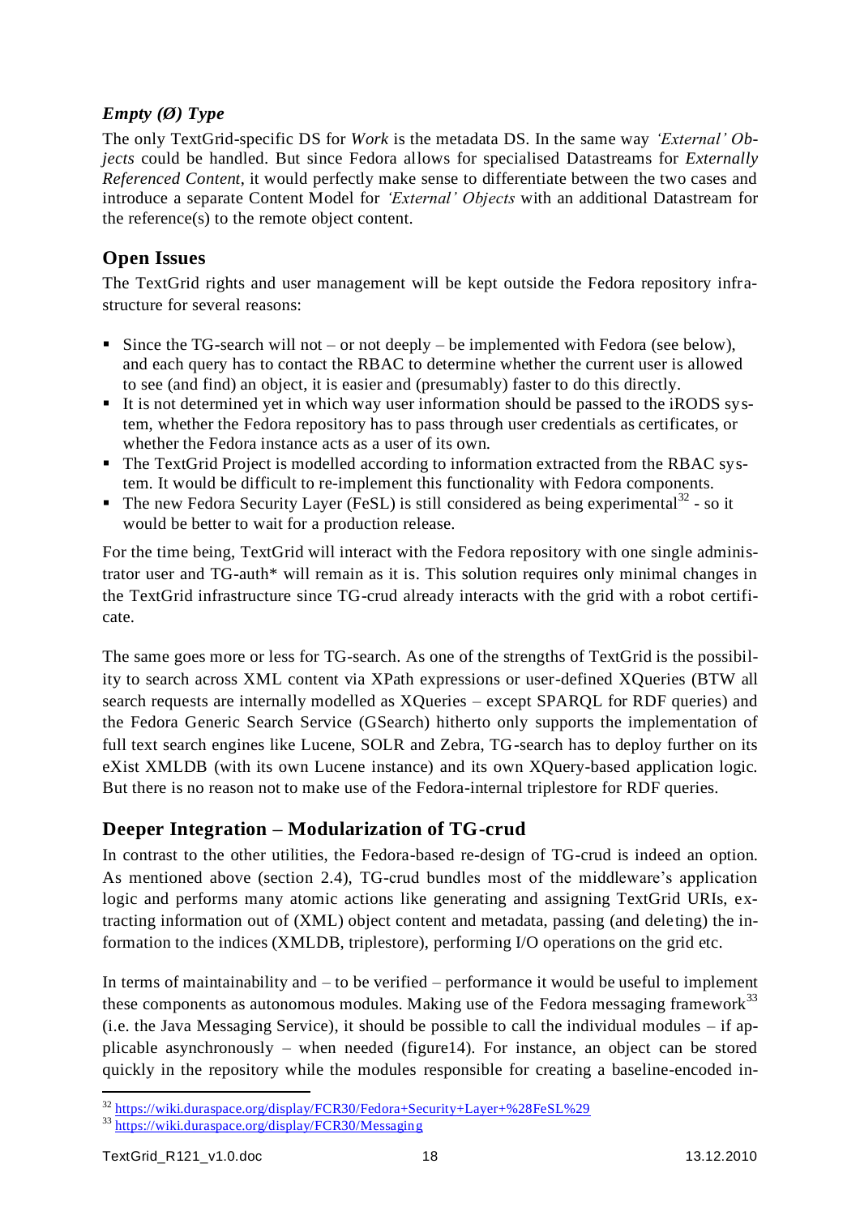### *Empty (Ø) Type*

The only TextGrid-specific DS for *Work* is the metadata DS. In the same way *'External' Objects* could be handled. But since Fedora allows for specialised Datastreams for *Externally Referenced Content*, it would perfectly make sense to differentiate between the two cases and introduce a separate Content Model for *'External' Objects* with an additional Datastream for the reference(s) to the remote object content.

## Open Issues

The TextGrid rights and user management will be kept outside the Fedora repository infrastructure for several reasons:

- Since the TG-search will not – or not deeply – be implemented with Fedora (see below), and each query has to contact the RBAC to determine whether the current user is allowed to see (and find) an object, it is easier and (presumably) faster to do this directly.
- It is not determined yet in which way user information should be passed to the iRODS system, whether the Fedora repository has to pass through user credentials as certificates, or whether the Fedora instance acts as a user of its own.
- The TextGrid Project is modelled according to information extracted from the RBAC system. It would be difficult to re-implement this functionality with Fedora components.
- The new Fedora Security Layer (FeSL) is still considered as being experimental[32] - so it would be better to wait for a production release.

For the time being, TextGrid will interact with the Fedora repository with one single administrator user and TG-auth* will remain as it is. This solution requires only minimal changes in the TextGrid infrastructure since TG-crud already interacts with the grid with a robot certificate.

The same goes more or less for TG-search. As one of the strengths of TextGrid is the possibility to search across XML content via XPath expressions or user-defined XQueries (BTW all search requests are internally modelled as XQueries – except SPARQL for RDF queries) and the Fedora Generic Search Service (GSearch) hitherto only supports the implementation of full text search engines like Lucene, SOLR and Zebra, TG-search has to deploy further on its eXist XMLDB (with its own Lucene instance) and its own XQuery-based application logic. But there is no reason not to make use of the Fedora-internal triplestore for RDF queries.

## Deeper Integration – Modularization of TG-crud

In contrast to the other utilities, the Fedora-based re-design of TG-crud is indeed an option. As mentioned above (section 2.4), TG-crud bundles most of the middleware's application logic and performs many atomic actions like generating and assigning TextGrid URIs, extracting information out of (XML) object content and metadata, passing (and deleting) the information to the indices (XMLDB, triplestore), performing I/O operations on the grid etc.

In terms of maintainability and – to be verified – performance it would be useful to implement these components as autonomous modules. Making use of the Fedora messaging framework[33] (i.e. the Java Messaging Service), it should be possible to call the individual modules – if applicable asynchronously – when needed (figure14). For instance, an object can be stored quickly in the repository while the modules responsible for creating a baseline-encoded in-

---

[32] https://wiki.duraspace.org/display/FCR30/Fedora+Security+Layer+%28FeSL%29

[33] https://wiki.duraspace.org/display/FCR30/Messaging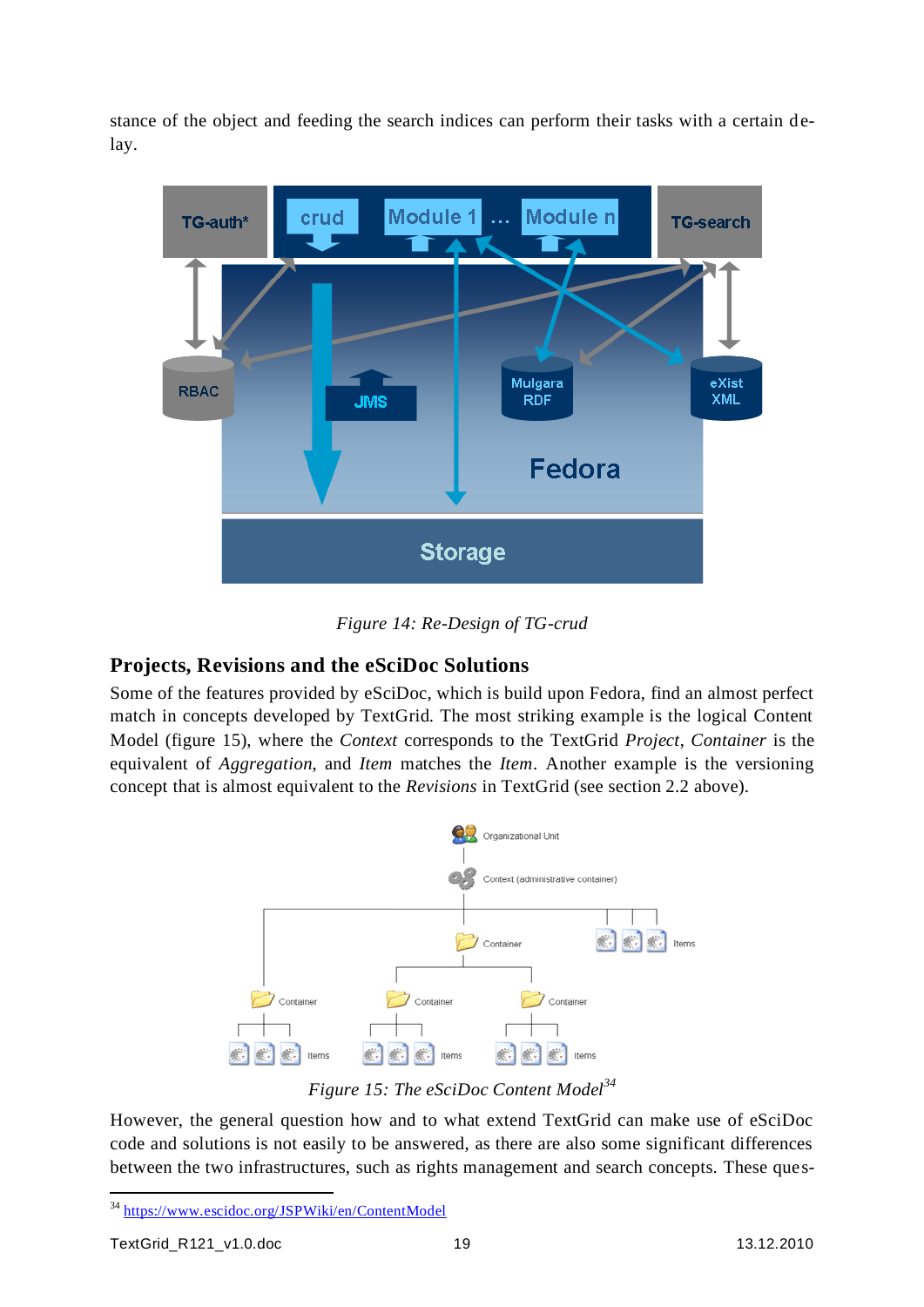stance of the object and feeding the search indices can perform their tasks with a certain delay.

*Figure 14: Re-Design of TG-crud*

## Projects, Revisions and the eSciDoc Solutions

Some of the features provided by eSciDoc, which is build upon Fedora, find an almost perfect match in concepts developed by TextGrid. The most striking example is the logical Content Model (figure 15), where the *Context* corresponds to the TextGrid *Project*, *Container* is the equivalent of *Aggregation*, and *Item* matches the *Item*. Another example is the versioning concept that is almost equivalent to the *Revisions* in TextGrid (see section 2.2 above).

*Figure 15: The eSciDoc Content Model*[34]

However, the general question how and to what extend TextGrid can make use of eSciDoc code and solutions is not easily to be answered, as there are also some significant differences between the two infrastructures, such as rights management and search concepts. These ques-

[34] https://www.escidoc.org/JSPWiki/en/ContentModel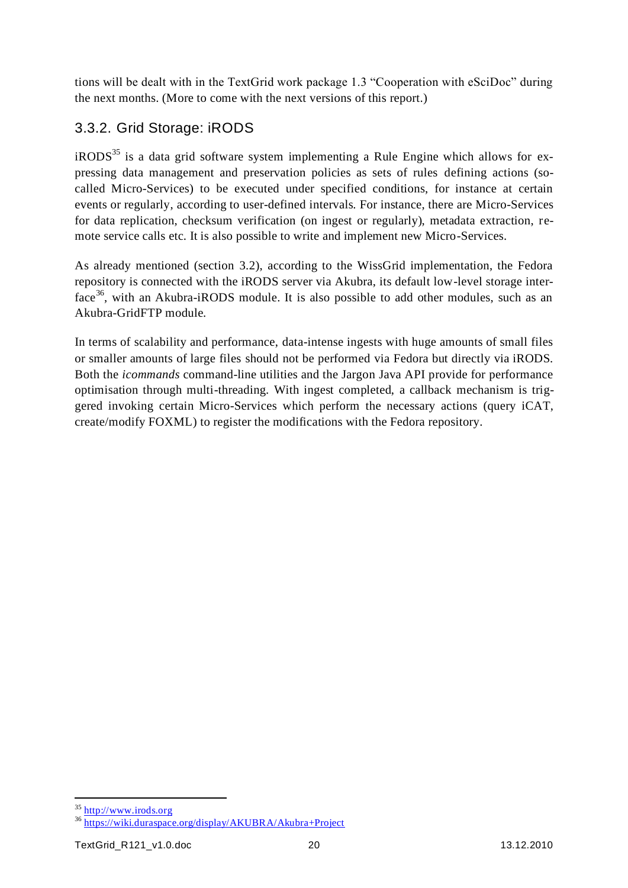tions will be dealt with in the TextGrid work package 1.3 "Cooperation with eSciDoc" during the next months. (More to come with the next versions of this report.)

### 3.3.2. Grid Storage: iRODS

iRODS[35] is a data grid software system implementing a Rule Engine which allows for expressing data management and preservation policies as sets of rules defining actions (so-called Micro-Services) to be executed under specified conditions, for instance at certain events or regularly, according to user-defined intervals. For instance, there are Micro-Services for data replication, checksum verification (on ingest or regularly), metadata extraction, remote service calls etc. It is also possible to write and implement new Micro-Services.

As already mentioned (section 3.2), according to the WissGrid implementation, the Fedora repository is connected with the iRODS server via Akubra, its default low-level storage interface[36], with an Akubra-iRODS module. It is also possible to add other modules, such as an Akubra-GridFTP module.

In terms of scalability and performance, data-intense ingests with huge amounts of small files or smaller amounts of large files should not be performed via Fedora but directly via iRODS. Both the *icommands* command-line utilities and the Jargon Java API provide for performance optimisation through multi-threading. With ingest completed, a callback mechanism is triggered invoking certain Micro-Services which perform the necessary actions (query iCAT, create/modify FOXML) to register the modifications with the Fedora repository.

---

[35] http://www.irods.org

[36] https://wiki.duraspace.org/display/AKUBRA/Akubra+Project